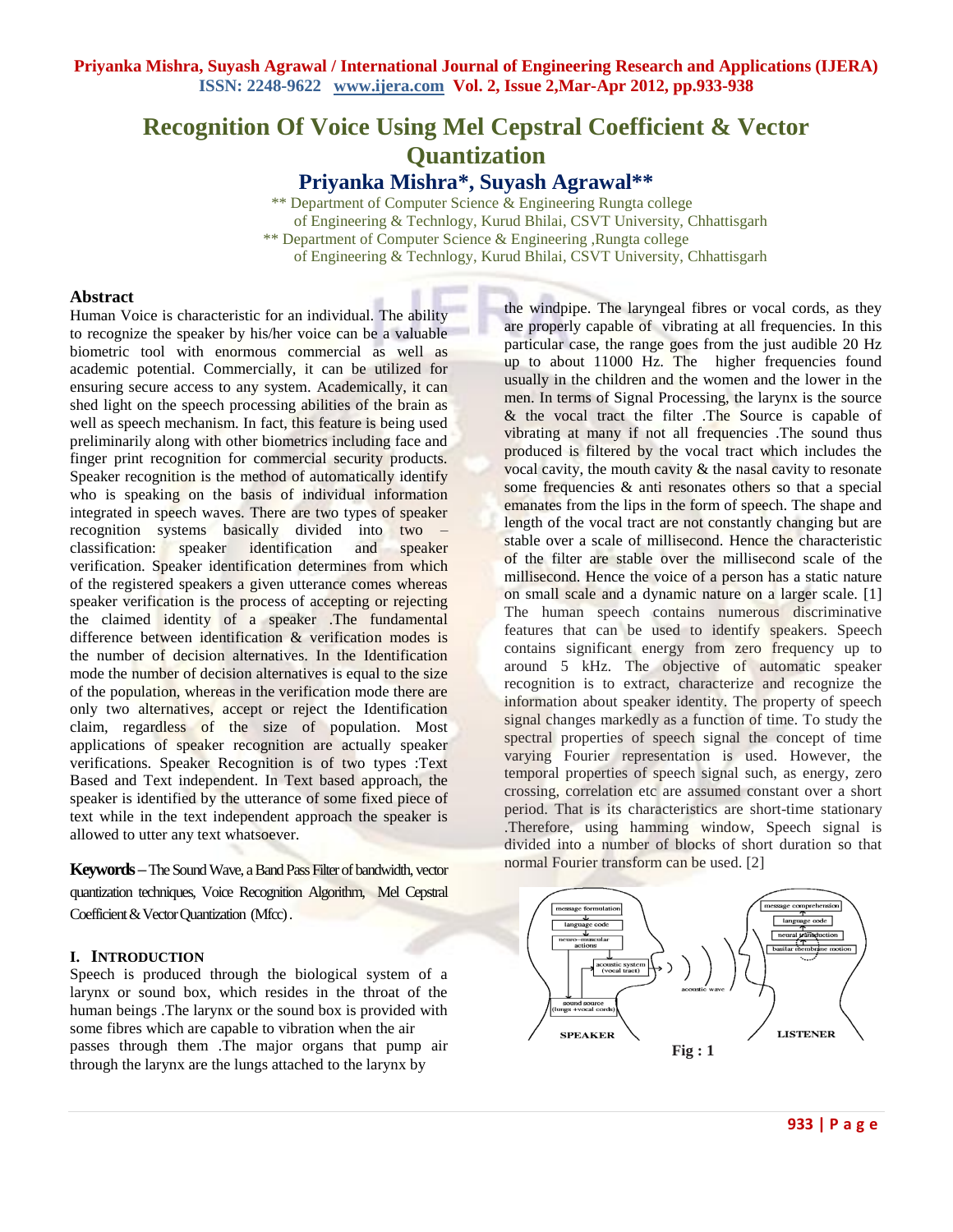# Recognition Of Voice Using Mel Cepstral Coefficient & Vector Quantization

## Priyanka Mishra*, Suyash Agrawal**

** Department of Computer Science & Engineering Rungta college of Engineering & Technlogy, Kurud Bhilai, CSVT University, Chhattisgarh
** Department of Computer Science & Engineering ,Rungta college of Engineering & Technlogy, Kurud Bhilai, CSVT University, Chhattisgarh

### Abstract

Human Voice is characteristic for an individual. The ability to recognize the speaker by his/her voice can be a valuable biometric tool with enormous commercial as well as academic potential. Commercially, it can be utilized for ensuring secure access to any system. Academically, it can shed light on the speech processing abilities of the brain as well as speech mechanism. In fact, this feature is being used preliminarily along with other biometrics including face and finger print recognition for commercial security products. Speaker recognition is the method of automatically identify who is speaking on the basis of individual information integrated in speech waves. There are two types of speaker recognition systems basically divided into two – classification: speaker identification and speaker verification. Speaker identification determines from which of the registered speakers a given utterance comes whereas speaker verification is the process of accepting or rejecting the claimed identity of a speaker .The fundamental difference between identification & verification modes is the number of decision alternatives. In the Identification mode the number of decision alternatives is equal to the size of the population, whereas in the verification mode there are only two alternatives, accept or reject the Identification claim, regardless of the size of population. Most applications of speaker recognition are actually speaker verifications. Speaker Recognition is of two types :Text Based and Text independent. In Text based approach, the speaker is identified by the utterance of some fixed piece of text while in the text independent approach the speaker is allowed to utter any text whatsoever.

**Keywords** – The Sound Wave, a Band Pass Filter of bandwidth, vector quantization techniques, Voice Recognition Algorithm, Mel Cepstral Coefficient & Vector Quantization (Mfcc).

### I. INTRODUCTION

Speech is produced through the biological system of a larynx or sound box, which resides in the throat of the human beings .The larynx or the sound box is provided with some fibres which are capable to vibration when the air passes through them .The major organs that pump air through the larynx are the lungs attached to the larynx by the windpipe. The laryngeal fibres or vocal cords, as they are properly capable of vibrating at all frequencies. In this particular case, the range goes from the just audible 20 Hz up to about 11000 Hz. The higher frequencies found usually in the children and the women and the lower in the men. In terms of Signal Processing, the larynx is the source & the vocal tract the filter .The Source is capable of vibrating at many if not all frequencies .The sound thus produced is filtered by the vocal tract which includes the vocal cavity, the mouth cavity & the nasal cavity to resonate some frequencies & anti resonates others so that a special emanates from the lips in the form of speech. The shape and length of the vocal tract are not constantly changing but are stable over a scale of millisecond. Hence the characteristic of the filter are stable over the millisecond scale of the millisecond. Hence the voice of a person has a static nature on small scale and a dynamic nature on a larger scale. [1]

The human speech contains numerous discriminative features that can be used to identify speakers. Speech contains significant energy from zero frequency up to around 5 kHz. The objective of automatic speaker recognition is to extract, characterize and recognize the information about speaker identity. The property of speech signal changes markedly as a function of time. To study the spectral properties of speech signal the concept of time varying Fourier representation is used. However, the temporal properties of speech signal such, as energy, zero crossing, correlation etc are assumed constant over a short period. That is its characteristics are short-time stationary .Therefore, using hamming window, Speech signal is divided into a number of blocks of short duration so that normal Fourier transform can be used. [2]

Fig : 1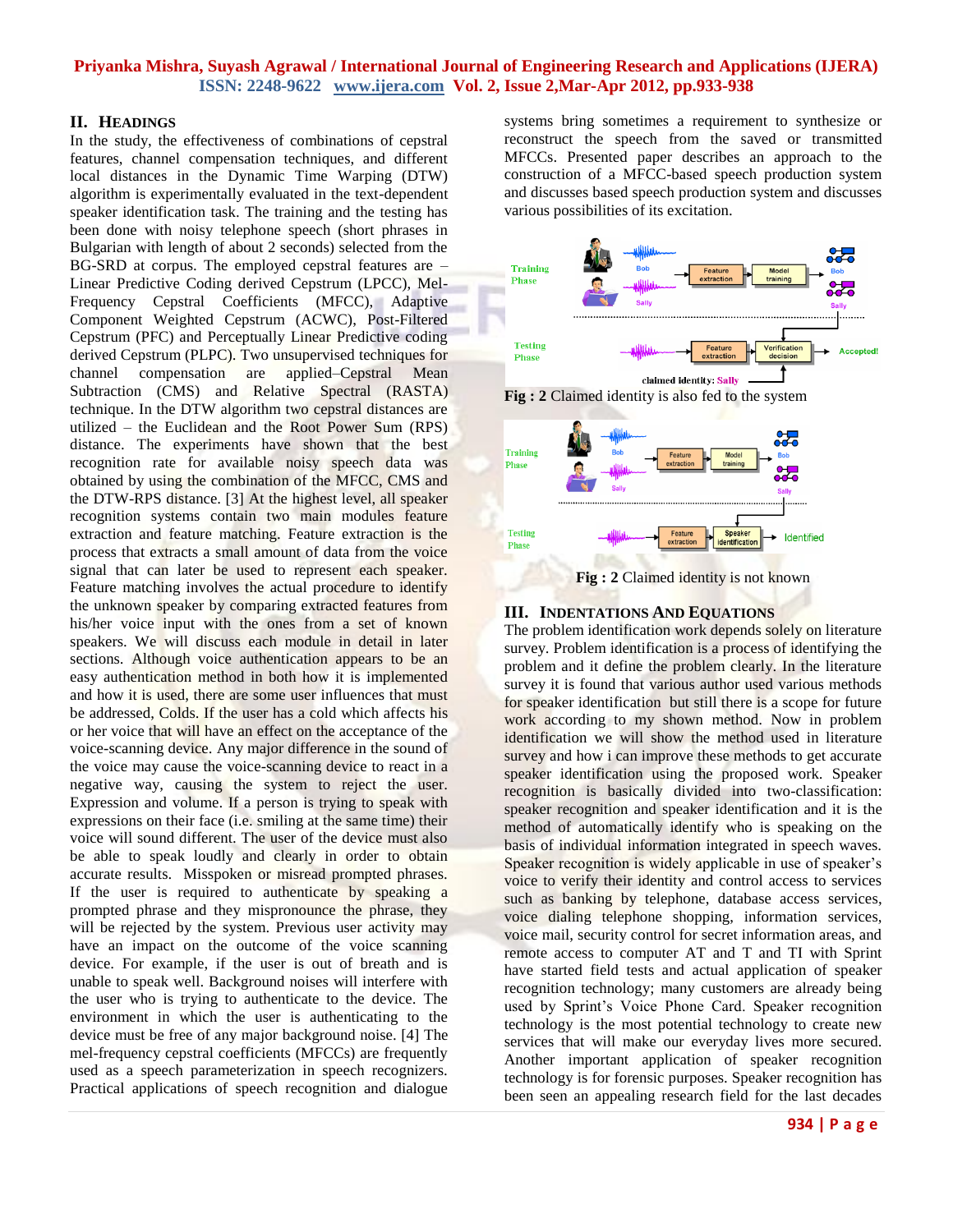## II. Headings

In the study, the effectiveness of combinations of cepstral features, channel compensation techniques, and different local distances in the Dynamic Time Warping (DTW) algorithm is experimentally evaluated in the text-dependent speaker identification task. The training and the testing has been done with noisy telephone speech (short phrases in Bulgarian with length of about 2 seconds) selected from the BG-SRD at corpus. The employed cepstral features are – Linear Predictive Coding derived Cepstrum (LPCC), Mel-Frequency Cepstral Coefficients (MFCC), Adaptive Component Weighted Cepstrum (ACWC), Post-Filtered Cepstrum (PFC) and Perceptually Linear Predictive coding derived Cepstrum (PLPC). Two unsupervised techniques for channel compensation are applied–Cepstral Mean Subtraction (CMS) and Relative Spectral (RASTA) technique. In the DTW algorithm two cepstral distances are utilized – the Euclidean and the Root Power Sum (RPS) distance. The experiments have shown that the best recognition rate for available noisy speech data was obtained by using the combination of the MFCC, CMS and the DTW-RPS distance. [3] At the highest level, all speaker recognition systems contain two main modules feature extraction and feature matching. Feature extraction is the process that extracts a small amount of data from the voice signal that can later be used to represent each speaker. Feature matching involves the actual procedure to identify the unknown speaker by comparing extracted features from his/her voice input with the ones from a set of known speakers. We will discuss each module in detail in later sections. Although voice authentication appears to be an easy authentication method in both how it is implemented and how it is used, there are some user influences that must be addressed, Colds. If the user has a cold which affects his or her voice that will have an effect on the acceptance of the voice-scanning device. Any major difference in the sound of the voice may cause the voice-scanning device to react in a negative way, causing the system to reject the user. Expression and volume. If a person is trying to speak with expressions on their face (i.e. smiling at the same time) their voice will sound different. The user of the device must also be able to speak loudly and clearly in order to obtain accurate results. Misspoken or misread prompted phrases. If the user is required to authenticate by speaking a prompted phrase and they mispronounce the phrase, they will be rejected by the system. Previous user activity may have an impact on the outcome of the voice scanning device. For example, if the user is out of breath and is unable to speak well. Background noises will interfere with the user who is trying to authenticate to the device. The environment in which the user is authenticating to the device must be free of any major background noise. [4] The mel-frequency cepstral coefficients (MFCCs) are frequently used as a speech parameterization in speech recognizers. Practical applications of speech recognition and dialogue systems bring sometimes a requirement to synthesize or reconstruct the speech from the saved or transmitted MFCCs. Presented paper describes an approach to the construction of a MFCC-based speech production system and discusses based speech production system and discusses various possibilities of its excitation.

**Fig : 2** Claimed identity is also fed to the system

**Fig : 2** Claimed identity is not known

## III. Indentations And Equations

The problem identification work depends solely on literature survey. Problem identification is a process of identifying the problem and it define the problem clearly. In the literature survey it is found that various author used various methods for speaker identification but still there is a scope for future work according to my shown method. Now in problem identification we will show the method used in literature survey and how i can improve these methods to get accurate speaker identification using the proposed work. Speaker recognition is basically divided into two-classification: speaker recognition and speaker identification and it is the method of automatically identify who is speaking on the basis of individual information integrated in speech waves. Speaker recognition is widely applicable in use of speaker's voice to verify their identity and control access to services such as banking by telephone, database access services, voice dialing telephone shopping, information services, voice mail, security control for secret information areas, and remote access to computer AT and T and TI with Sprint have started field tests and actual application of speaker recognition technology; many customers are already being used by Sprint's Voice Phone Card. Speaker recognition technology is the most potential technology to create new services that will make our everyday lives more secured. Another important application of speaker recognition technology is for forensic purposes. Speaker recognition has been seen an appealing research field for the last decades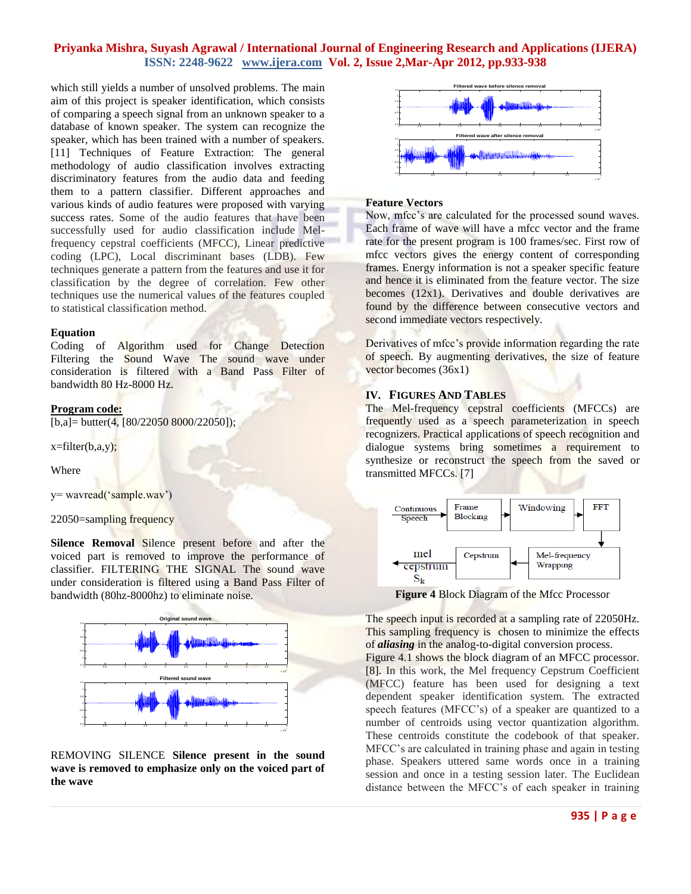which still yields a number of unsolved problems. The main aim of this project is speaker identification, which consists of comparing a speech signal from an unknown speaker to a database of known speaker. The system can recognize the speaker, which has been trained with a number of speakers. [11] Techniques of Feature Extraction: The general methodology of audio classification involves extracting discriminatory features from the audio data and feeding them to a pattern classifier. Different approaches and various kinds of audio features were proposed with varying success rates. Some of the audio features that have been successfully used for audio classification include Mel-frequency cepstral coefficients (MFCC), Linear predictive coding (LPC), Local discriminant bases (LDB). Few techniques generate a pattern from the features and use it for classification by the degree of correlation. Few other techniques use the numerical values of the features coupled to statistical classification method.

**Equation**

Coding of Algorithm used for Change Detection Filtering the Sound Wave The sound wave under consideration is filtered with a Band Pass Filter of bandwidth 80 Hz-8000 Hz.

**Program code:**

```
[b,a]= butter(4, [80/22050 8000/22050]);

x=filter(b,a,y);
```

Where

y= wavread('sample.wav')

22050=sampling frequency

**Silence Removal** Silence present before and after the voiced part is removed to improve the performance of classifier. FILTERING THE SIGNAL The sound wave under consideration is filtered using a Band Pass Filter of bandwidth (80hz-8000hz) to eliminate noise.

REMOVING SILENCE **Silence present in the sound wave is removed to emphasize only on the voiced part of the wave**

**Feature Vectors**

Now, mfcc's are calculated for the processed sound waves. Each frame of wave will have a mfcc vector and the frame rate for the present program is 100 frames/sec. First row of mfcc vectors gives the energy content of corresponding frames. Energy information is not a speaker specific feature and hence it is eliminated from the feature vector. The size becomes (12x1). Derivatives and double derivatives are found by the difference between consecutive vectors and second immediate vectors respectively.

Derivatives of mfcc's provide information regarding the rate of speech. By augmenting derivatives, the size of feature vector becomes (36x1)

## IV. Figures And Tables

The Mel-frequency cepstral coefficients (MFCCs) are frequently used as a speech parameterization in speech recognizers. Practical applications of speech recognition and dialogue systems bring sometimes a requirement to synthesize or reconstruct the speech from the saved or transmitted MFCCs. [7]

**Figure 4** Block Diagram of the Mfcc Processor

The speech input is recorded at a sampling rate of 22050Hz. This sampling frequency is chosen to minimize the effects of ***aliasing*** in the analog-to-digital conversion process. Figure 4.1 shows the block diagram of an MFCC processor. [8]. In this work, the Mel frequency Cepstrum Coefficient (MFCC) feature has been used for designing a text dependent speaker identification system. The extracted speech features (MFCC's) of a speaker are quantized to a number of centroids using vector quantization algorithm. These centroids constitute the codebook of that speaker. MFCC's are calculated in training phase and again in testing phase. Speakers uttered same words once in a training session and once in a testing session later. The Euclidean distance between the MFCC's of each speaker in training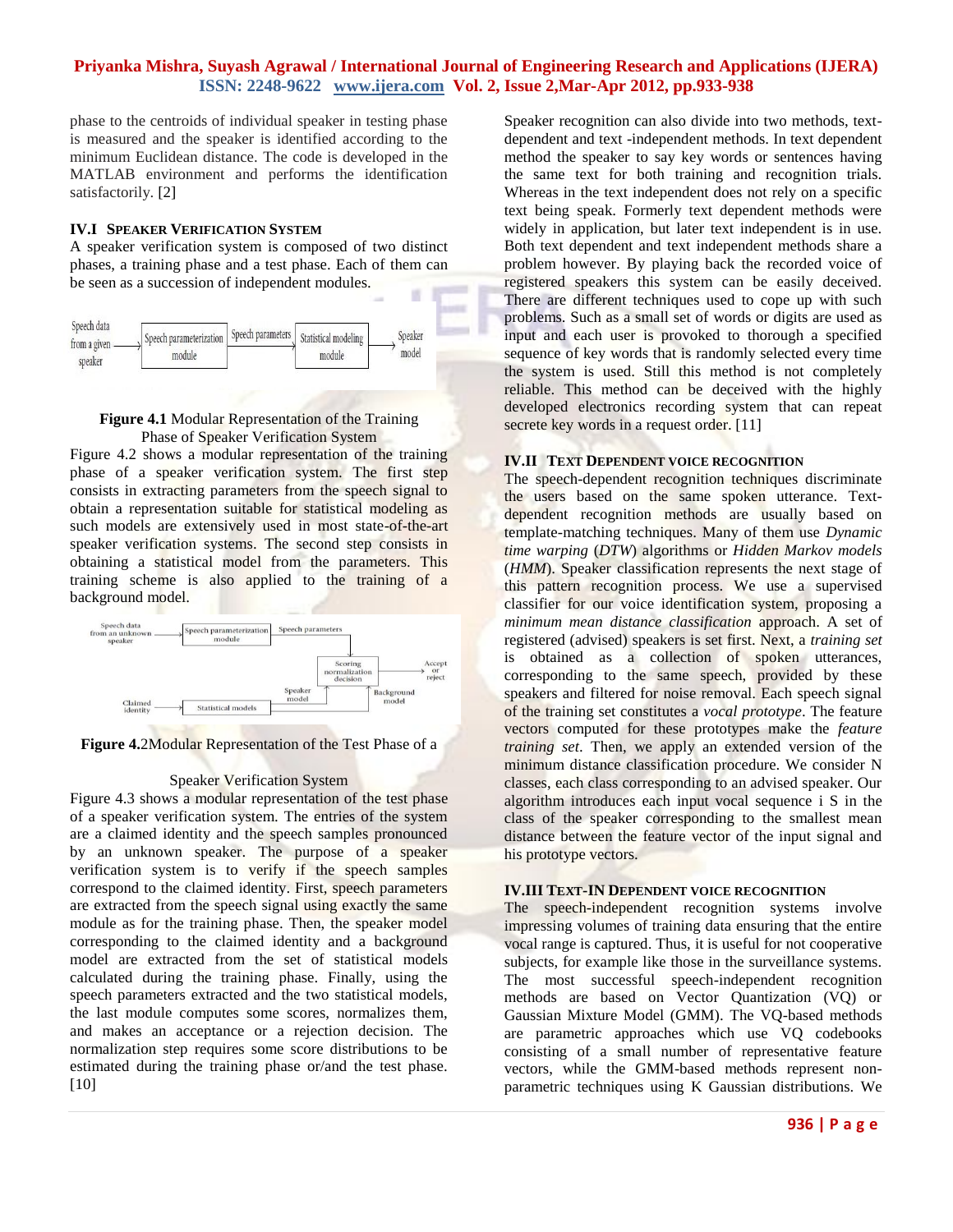phase to the centroids of individual speaker in testing phase is measured and the speaker is identified according to the minimum Euclidean distance. The code is developed in the MATLAB environment and performs the identification satisfactorily. [2]

### IV.I Speaker Verification System

A speaker verification system is composed of two distinct phases, a training phase and a test phase. Each of them can be seen as a succession of independent modules.

**Figure 4.1** Modular Representation of the Training Phase of Speaker Verification System

Figure 4.2 shows a modular representation of the training phase of a speaker verification system. The first step consists in extracting parameters from the speech signal to obtain a representation suitable for statistical modeling as such models are extensively used in most state-of-the-art speaker verification systems. The second step consists in obtaining a statistical model from the parameters. This training scheme is also applied to the training of a background model.

**Figure 4.**2Modular Representation of the Test Phase of a Speaker Verification System

Figure 4.3 shows a modular representation of the test phase of a speaker verification system. The entries of the system are a claimed identity and the speech samples pronounced by an unknown speaker. The purpose of a speaker verification system is to verify if the speech samples correspond to the claimed identity. First, speech parameters are extracted from the speech signal using exactly the same module as for the training phase. Then, the speaker model corresponding to the claimed identity and a background model are extracted from the set of statistical models calculated during the training phase. Finally, using the speech parameters extracted and the two statistical models, the last module computes some scores, normalizes them, and makes an acceptance or a rejection decision. The normalization step requires some score distributions to be estimated during the training phase or/and the test phase. [10]

Speaker recognition can also divide into two methods, text-dependent and text -independent methods. In text dependent method the speaker to say key words or sentences having the same text for both training and recognition trials. Whereas in the text independent does not rely on a specific text being speak. Formerly text dependent methods were widely in application, but later text independent is in use. Both text dependent and text independent methods share a problem however. By playing back the recorded voice of registered speakers this system can be easily deceived. There are different techniques used to cope up with such problems. Such as a small set of words or digits are used as input and each user is provoked to thorough a specified sequence of key words that is randomly selected every time the system is used. Still this method is not completely reliable. This method can be deceived with the highly developed electronics recording system that can repeat secrete key words in a request order. [11]

### IV.II Text Dependent voice recognition

The speech-dependent recognition techniques discriminate the users based on the same spoken utterance. Text-dependent recognition methods are usually based on template-matching techniques. Many of them use *Dynamic time warping* (*DTW*) algorithms or *Hidden Markov models* (*HMM*). Speaker classification represents the next stage of this pattern recognition process. We use a supervised classifier for our voice identification system, proposing a *minimum mean distance classification* approach. A set of registered (advised) speakers is set first. Next, a *training set* is obtained as a collection of spoken utterances, corresponding to the same speech, provided by these speakers and filtered for noise removal. Each speech signal of the training set constitutes a *vocal prototype*. The feature vectors computed for these prototypes make the *feature training set*. Then, we apply an extended version of the minimum distance classification procedure. We consider N classes, each class corresponding to an advised speaker. Our algorithm introduces each input vocal sequence i S in the class of the speaker corresponding to the smallest mean distance between the feature vector of the input signal and his prototype vectors.

### IV.III Text-In Dependent voice recognition

The speech-independent recognition systems involve impressing volumes of training data ensuring that the entire vocal range is captured. Thus, it is useful for not cooperative subjects, for example like those in the surveillance systems. The most successful speech-independent recognition methods are based on Vector Quantization (VQ) or Gaussian Mixture Model (GMM). The VQ-based methods are parametric approaches which use VQ codebooks consisting of a small number of representative feature vectors, while the GMM-based methods represent non-parametric techniques using K Gaussian distributions. We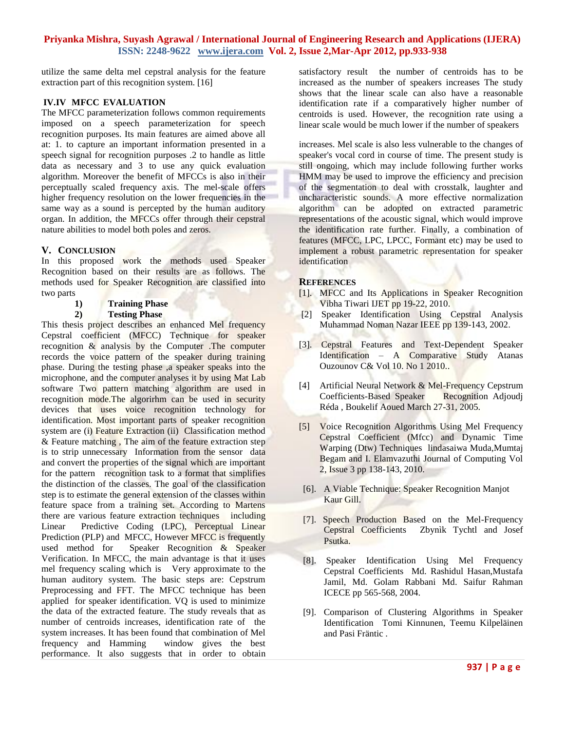utilize the same delta mel cepstral analysis for the feature extraction part of this recognition system. [16]

### IV.IV MFCC EVALUATION

The MFCC parameterization follows common requirements imposed on a speech parameterization for speech recognition purposes. Its main features are aimed above all at: 1. to capture an important information presented in a speech signal for recognition purposes .2 to handle as little data as necessary and 3 to use any quick evaluation algorithm. Moreover the benefit of MFCCs is also in their perceptually scaled frequency axis. The mel-scale offers higher frequency resolution on the lower frequencies in the same way as a sound is percepted by the human auditory organ. In addition, the MFCCs offer through their cepstral nature abilities to model both poles and zeros.

## V. CONCLUSION

In this proposed work the methods used Speaker Recognition based on their results are as follows. The methods used for Speaker Recognition are classified into two parts

1) **Training Phase**
2) **Testing Phase**

This thesis project describes an enhanced Mel frequency Cepstral coefficient (MFCC) Technique for speaker recognition & analysis by the Computer .The computer records the voice pattern of the speaker during training phase. During the testing phase ,a speaker speaks into the microphone, and the computer analyses it by using Mat Lab software Two pattern matching algorithm are used in recognition mode.The algorirhm can be used in security devices that uses voice recognition technology for identification. Most important parts of speaker recognition system are (i) Feature Extraction (ii) Classification method & Feature matching , The aim of the feature extraction step is to strip unnecessary Information from the sensor data and convert the properties of the signal which are important for the pattern recognition task to a format that simplifies the distinction of the classes. The goal of the classification step is to estimate the general extension of the classes within feature space from a training set. According to Martens there are various feature extraction techniques including Linear Predictive Coding (LPC), Perceptual Linear Prediction (PLP) and MFCC, However MFCC is frequently used method for Speaker Recognition & Speaker Verification. In MFCC, the main advantage is that it uses mel frequency scaling which is Very approximate to the human auditory system. The basic steps are: Cepstrum Preprocessing and FFT. The MFCC technique has been applied for speaker identification. VQ is used to minimize the data of the extracted feature. The study reveals that as number of centroids increases, identification rate of the system increases. It has been found that combination of Mel frequency and Hamming window gives the best performance. It also suggests that in order to obtain satisfactory result the number of centroids has to be increased as the number of speakers increases The study shows that the linear scale can also have a reasonable identification rate if a comparatively higher number of centroids is used. However, the recognition rate using a linear scale would be much lower if the number of speakers

increases. Mel scale is also less vulnerable to the changes of speaker's vocal cord in course of time. The present study is still ongoing, which may include following further works HMM may be used to improve the efficiency and precision of the segmentation to deal with crosstalk, laughter and uncharacteristic sounds. A more effective normalization algorithm can be adopted on extracted parametric representations of the acoustic signal, which would improve the identification rate further. Finally, a combination of features (MFCC, LPC, LPCC, Formant etc) may be used to implement a robust parametric representation for speaker identification

## REFERENCES

[1]. MFCC and Its Applications in Speaker Recognition Vibha Tiwari IJET pp 19-22, 2010.

[2] Speaker Identification Using Cepstral Analysis Muhammad Noman Nazar IEEE pp 139-143, 2002.

[3]. Cepstral Features and Text-Dependent Speaker Identification – A Comparative Study Atanas Ouzounov C& Vol 10. No 1 2010..

[4] Artificial Neural Network & Mel-Frequency Cepstrum Coefficients-Based Speaker Recognition Adjoudj Réda , Boukelif Aoued March 27-31, 2005.

[5] Voice Recognition Algorithms Using Mel Frequency Cepstral Coefficient (Mfcc) and Dynamic Time Warping (Dtw) Techniques lindasaiwa Muda,Mumtaj Begam and I. Elamvazuthi Journal of Computing Vol 2, Issue 3 pp 138-143, 2010.

[6]. A Viable Technique: Speaker Recognition Manjot Kaur Gill.

[7]. Speech Production Based on the Mel-Frequency Cepstral Coefficients Zbynìk Tychtl and Josef Psutka.

[8]. Speaker Identification Using Mel Frequency Cepstral Coefficients Md. Rashidul Hasan,Mustafa Jamil, Md. Golam Rabbani Md. Saifur Rahman ICECE pp 565-568, 2004.

[9]. Comparison of Clustering Algorithms in Speaker Identification Tomi Kinnunen, Teemu Kilpeläinen and Pasi Fränti .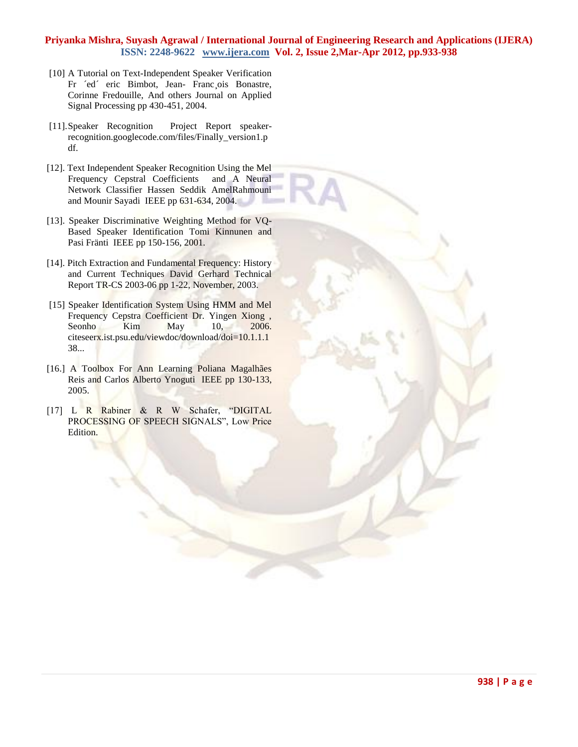[10] A Tutorial on Text-Independent Speaker Verification Fr ´ed´ eric Bimbot, Jean- Franc¸ois Bonastre, Corinne Fredouille, And others Journal on Applied Signal Processing pp 430-451, 2004.

[11]. Speaker Recognition Project Report speaker-recognition.googlecode.com/files/Finally_version1.pdf.

[12]. Text Independent Speaker Recognition Using the Mel Frequency Cepstral Coefficients and A Neural Network Classifier Hassen Seddik AmelRahmouni and Mounir Sayadi IEEE pp 631-634, 2004.

[13]. Speaker Discriminative Weighting Method for VQ-Based Speaker Identification Tomi Kinnunen and Pasi Fränti IEEE pp 150-156, 2001.

[14]. Pitch Extraction and Fundamental Frequency: History and Current Techniques David Gerhard Technical Report TR-CS 2003-06 pp 1-22, November, 2003.

[15] Speaker Identification System Using HMM and Mel Frequency Cepstra Coefficient Dr. Yingen Xiong , Seonho Kim May 10, 2006. citeseerx.ist.psu.edu/viewdoc/download/doi=10.1.1.138...

[16.] A Toolbox For Ann Learning Poliana Magalhães Reis and Carlos Alberto Ynoguti IEEE pp 130-133, 2005.

[17] L R Rabiner & R W Schafer, "DIGITAL PROCESSING OF SPEECH SIGNALS", Low Price Edition.